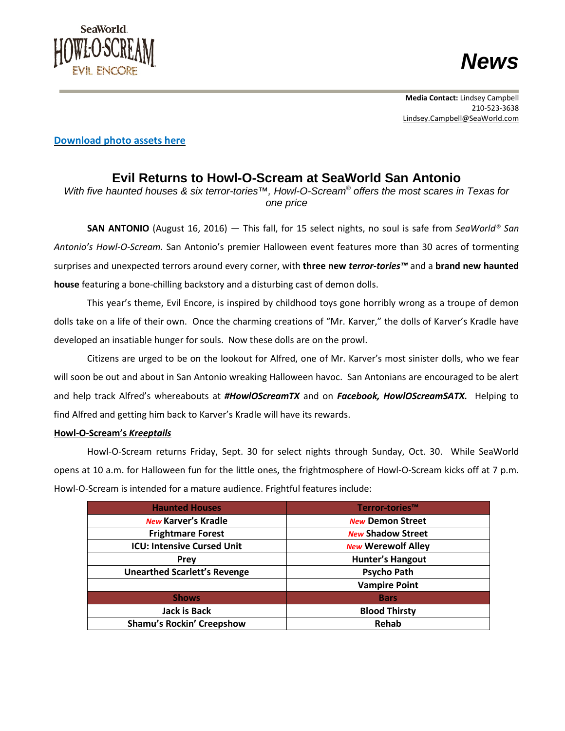SeaWorld HOWL-O-SCREAM EVIL ENCORE

# News

**Media Contact:** Lindsey Campbell
210-523-3638
Lindsey.Campbell@SeaWorld.com

**Download photo assets here**

## Evil Returns to Howl-O-Scream at SeaWorld San Antonio

*With five haunted houses & six terror-tories™, Howl-O-Scream® offers the most scares in Texas for one price*

**SAN ANTONIO** (August 16, 2016) — This fall, for 15 select nights, no soul is safe from *SeaWorld® San Antonio's Howl-O-Scream.* San Antonio's premier Halloween event features more than 30 acres of tormenting surprises and unexpected terrors around every corner, with **three new *terror-tories™*** and a **brand new haunted house** featuring a bone-chilling backstory and a disturbing cast of demon dolls.

This year's theme, Evil Encore, is inspired by childhood toys gone horribly wrong as a troupe of demon dolls take on a life of their own. Once the charming creations of "Mr. Karver," the dolls of Karver's Kradle have developed an insatiable hunger for souls. Now these dolls are on the prowl.

Citizens are urged to be on the lookout for Alfred, one of Mr. Karver's most sinister dolls, who we fear will soon be out and about in San Antonio wreaking Halloween havoc. San Antonians are encouraged to be alert and help track Alfred's whereabouts at ***#HowlOScreamTX*** and on ***Facebook, HowlOScreamSATX.*** Helping to find Alfred and getting him back to Karver's Kradle will have its rewards.

**Howl-O-Scream's *Kreeptails***

Howl-O-Scream returns Friday, Sept. 30 for select nights through Sunday, Oct. 30. While SeaWorld opens at 10 a.m. for Halloween fun for the little ones, the frightmosphere of Howl-O-Scream kicks off at 7 p.m. Howl-O-Scream is intended for a mature audience. Frightful features include:

| Haunted Houses | Terror-tories™ |
|---|---|
| ***New*** **Karver's Kradle** | ***New*** **Demon Street** |
| **Frightmare Forest** | ***New*** **Shadow Street** |
| **ICU: Intensive Cursed Unit** | ***New*** **Werewolf Alley** |
| **Prey** | **Hunter's Hangout** |
| **Unearthed Scarlett's Revenge** | **Psycho Path** |
| | **Vampire Point** |
| **Shows** | **Bars** |
| **Jack is Back** | **Blood Thirsty** |
| **Shamu's Rockin' Creepshow** | **Rehab** |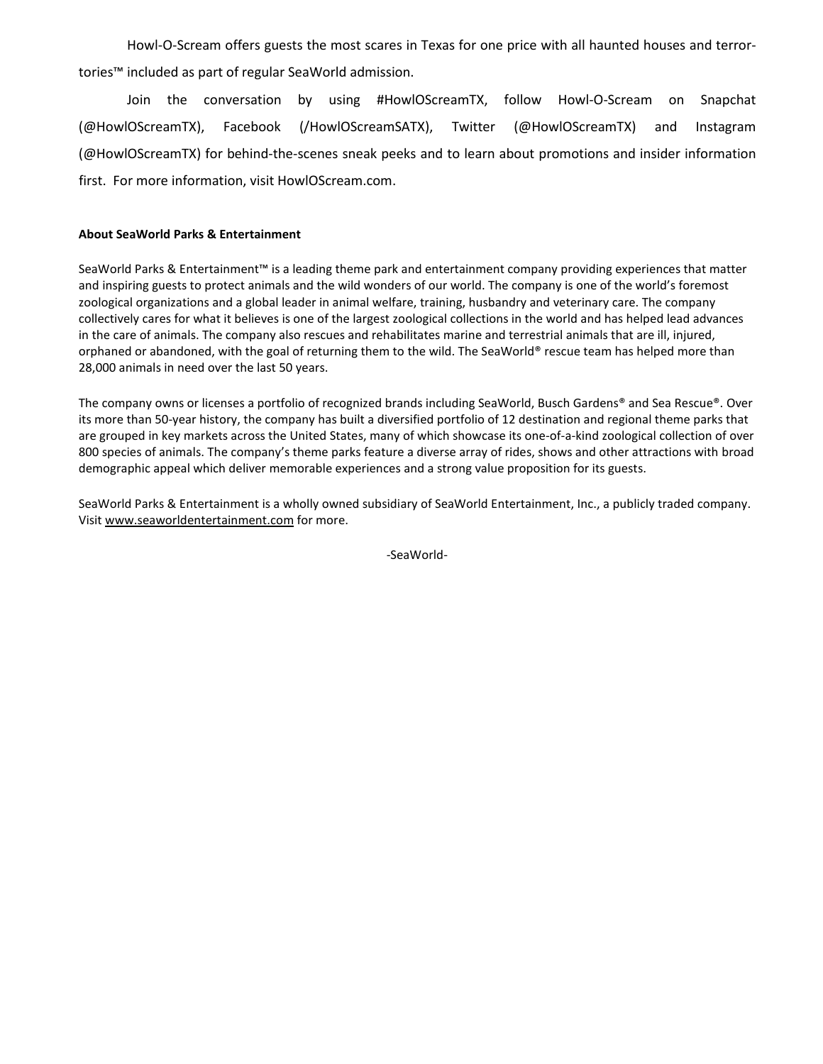Howl-O-Scream offers guests the most scares in Texas for one price with all haunted houses and terror-tories™ included as part of regular SeaWorld admission.

Join the conversation by using #HowlOScreamTX, follow Howl-O-Scream on Snapchat (@HowlOScreamTX), Facebook (/HowlOScreamSATX), Twitter (@HowlOScreamTX) and Instagram (@HowlOScreamTX) for behind-the-scenes sneak peeks and to learn about promotions and insider information first. For more information, visit HowlOScream.com.

**About SeaWorld Parks & Entertainment**

SeaWorld Parks & Entertainment™ is a leading theme park and entertainment company providing experiences that matter and inspiring guests to protect animals and the wild wonders of our world. The company is one of the world's foremost zoological organizations and a global leader in animal welfare, training, husbandry and veterinary care. The company collectively cares for what it believes is one of the largest zoological collections in the world and has helped lead advances in the care of animals. The company also rescues and rehabilitates marine and terrestrial animals that are ill, injured, orphaned or abandoned, with the goal of returning them to the wild. The SeaWorld® rescue team has helped more than 28,000 animals in need over the last 50 years.

The company owns or licenses a portfolio of recognized brands including SeaWorld, Busch Gardens® and Sea Rescue®. Over its more than 50-year history, the company has built a diversified portfolio of 12 destination and regional theme parks that are grouped in key markets across the United States, many of which showcase its one-of-a-kind zoological collection of over 800 species of animals. The company's theme parks feature a diverse array of rides, shows and other attractions with broad demographic appeal which deliver memorable experiences and a strong value proposition for its guests.

SeaWorld Parks & Entertainment is a wholly owned subsidiary of SeaWorld Entertainment, Inc., a publicly traded company. Visit www.seaworldentertainment.com for more.

-SeaWorld-